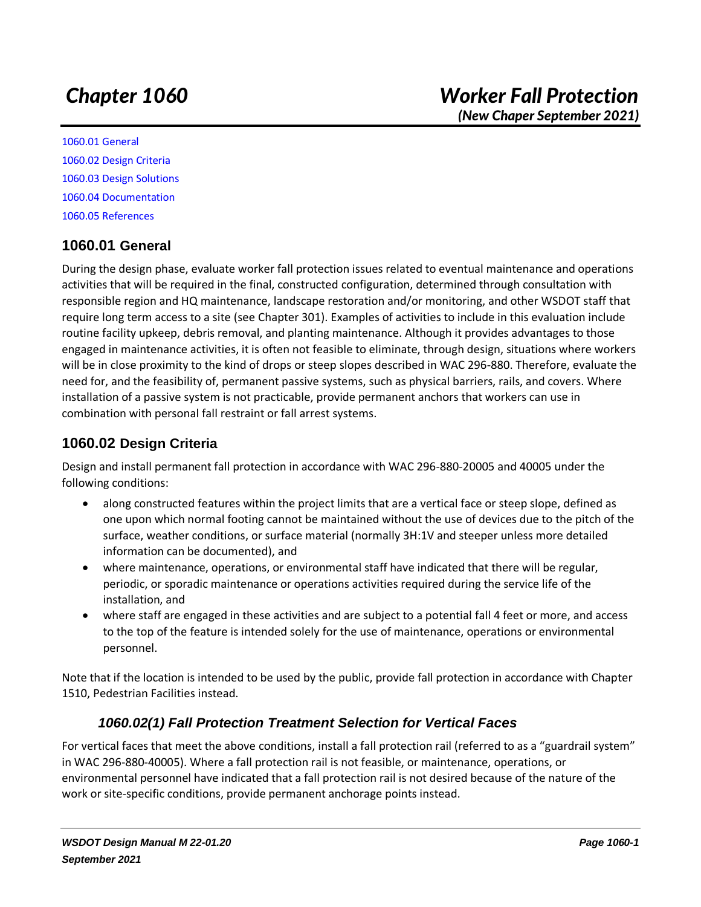# Chapter 1060 Worker Fall Protection

*(New Chaper September 2021)*

1060.01 General
1060.02 Design Criteria
1060.03 Design Solutions
1060.04 Documentation
1060.05 References

## 1060.01 General

During the design phase, evaluate worker fall protection issues related to eventual maintenance and operations activities that will be required in the final, constructed configuration, determined through consultation with responsible region and HQ maintenance, landscape restoration and/or monitoring, and other WSDOT staff that require long term access to a site (see Chapter 301). Examples of activities to include in this evaluation include routine facility upkeep, debris removal, and planting maintenance. Although it provides advantages to those engaged in maintenance activities, it is often not feasible to eliminate, through design, situations where workers will be in close proximity to the kind of drops or steep slopes described in WAC 296-880. Therefore, evaluate the need for, and the feasibility of, permanent passive systems, such as physical barriers, rails, and covers. Where installation of a passive system is not practicable, provide permanent anchors that workers can use in combination with personal fall restraint or fall arrest systems.

## 1060.02 Design Criteria

Design and install permanent fall protection in accordance with WAC 296-880-20005 and 40005 under the following conditions:

- along constructed features within the project limits that are a vertical face or steep slope, defined as one upon which normal footing cannot be maintained without the use of devices due to the pitch of the surface, weather conditions, or surface material (normally 3H:1V and steeper unless more detailed information can be documented), and
- where maintenance, operations, or environmental staff have indicated that there will be regular, periodic, or sporadic maintenance or operations activities required during the service life of the installation, and
- where staff are engaged in these activities and are subject to a potential fall 4 feet or more, and access to the top of the feature is intended solely for the use of maintenance, operations or environmental personnel.

Note that if the location is intended to be used by the public, provide fall protection in accordance with Chapter 1510, Pedestrian Facilities instead.

### *1060.02(1) Fall Protection Treatment Selection for Vertical Faces*

For vertical faces that meet the above conditions, install a fall protection rail (referred to as a "guardrail system" in WAC 296-880-40005). Where a fall protection rail is not feasible, or maintenance, operations, or environmental personnel have indicated that a fall protection rail is not desired because of the nature of the work or site-specific conditions, provide permanent anchorage points instead.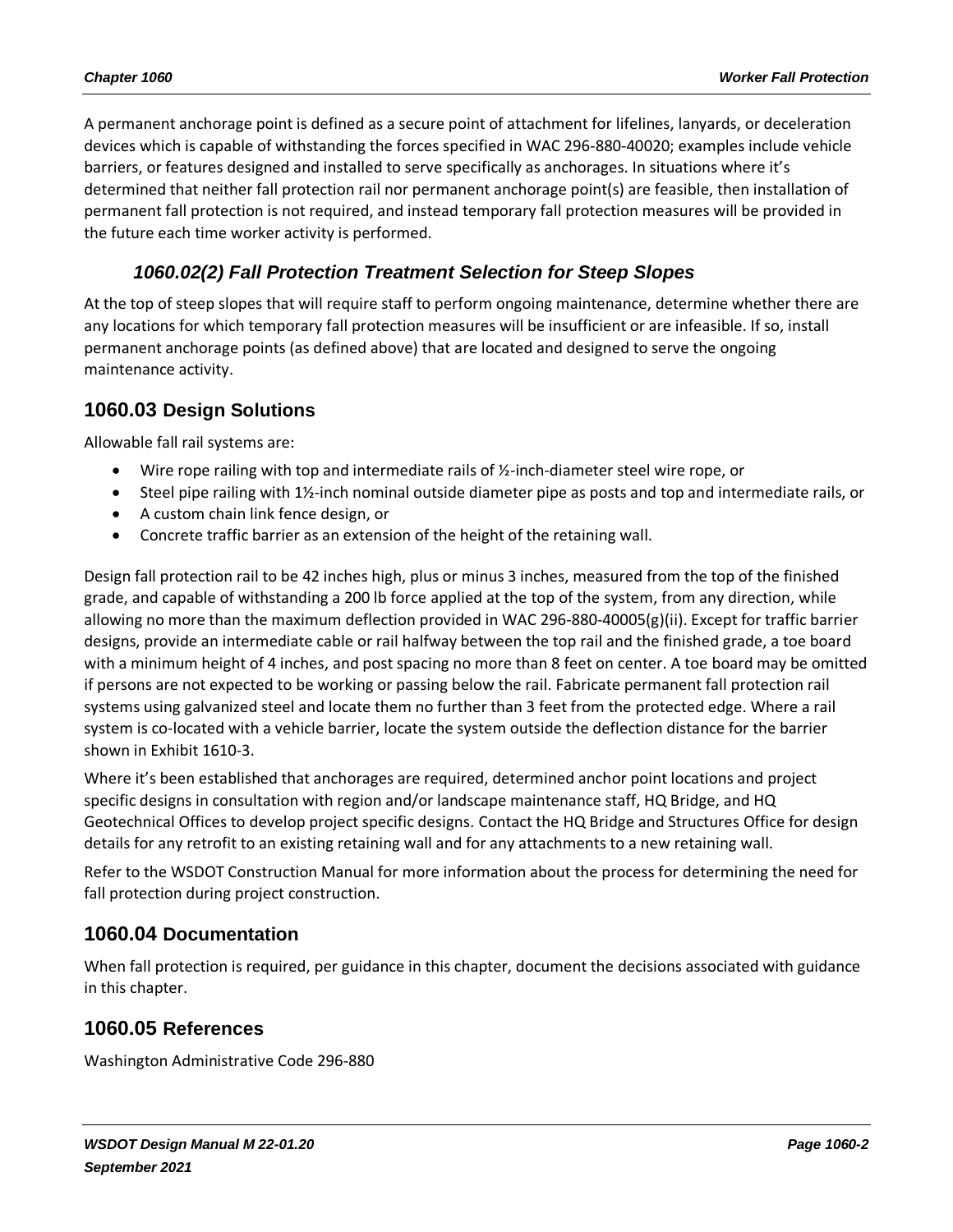A permanent anchorage point is defined as a secure point of attachment for lifelines, lanyards, or deceleration devices which is capable of withstanding the forces specified in WAC 296-880-40020; examples include vehicle barriers, or features designed and installed to serve specifically as anchorages. In situations where it's determined that neither fall protection rail nor permanent anchorage point(s) are feasible, then installation of permanent fall protection is not required, and instead temporary fall protection measures will be provided in the future each time worker activity is performed.

### *1060.02(2) Fall Protection Treatment Selection for Steep Slopes*

At the top of steep slopes that will require staff to perform ongoing maintenance, determine whether there are any locations for which temporary fall protection measures will be insufficient or are infeasible. If so, install permanent anchorage points (as defined above) that are located and designed to serve the ongoing maintenance activity.

## 1060.03 Design Solutions

Allowable fall rail systems are:

- Wire rope railing with top and intermediate rails of ½-inch-diameter steel wire rope, or
- Steel pipe railing with 1½-inch nominal outside diameter pipe as posts and top and intermediate rails, or
- A custom chain link fence design, or
- Concrete traffic barrier as an extension of the height of the retaining wall.

Design fall protection rail to be 42 inches high, plus or minus 3 inches, measured from the top of the finished grade, and capable of withstanding a 200 lb force applied at the top of the system, from any direction, while allowing no more than the maximum deflection provided in WAC 296-880-40005(g)(ii). Except for traffic barrier designs, provide an intermediate cable or rail halfway between the top rail and the finished grade, a toe board with a minimum height of 4 inches, and post spacing no more than 8 feet on center. A toe board may be omitted if persons are not expected to be working or passing below the rail. Fabricate permanent fall protection rail systems using galvanized steel and locate them no further than 3 feet from the protected edge. Where a rail system is co-located with a vehicle barrier, locate the system outside the deflection distance for the barrier shown in Exhibit 1610-3.

Where it's been established that anchorages are required, determined anchor point locations and project specific designs in consultation with region and/or landscape maintenance staff, HQ Bridge, and HQ Geotechnical Offices to develop project specific designs. Contact the HQ Bridge and Structures Office for design details for any retrofit to an existing retaining wall and for any attachments to a new retaining wall.

Refer to the WSDOT Construction Manual for more information about the process for determining the need for fall protection during project construction.

## 1060.04 Documentation

When fall protection is required, per guidance in this chapter, document the decisions associated with guidance in this chapter.

## 1060.05 References

Washington Administrative Code 296-880